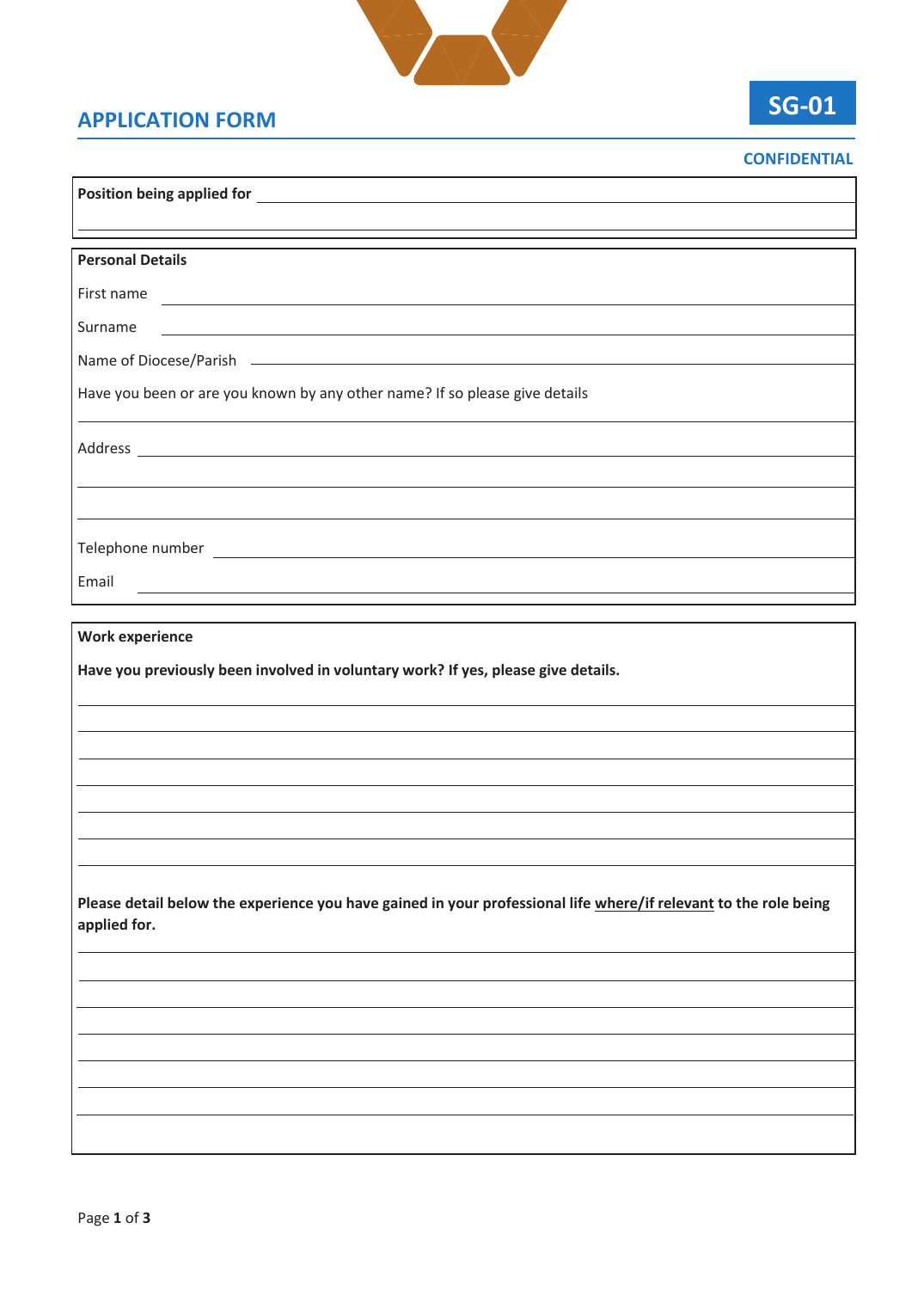# APPLICATION FORM

**SG-01**

**CONFIDENTIAL**

**Position being applied for** \_\_\_\_\_\_\_\_\_\_\_\_\_\_\_\_\_\_\_\_\_\_\_\_\_\_\_\_\_\_\_\_\_\_\_\_\_\_\_\_

\_\_\_\_\_\_\_\_\_\_\_\_\_\_\_\_\_\_\_\_\_\_\_\_\_\_\_\_\_\_\_\_\_\_\_\_\_\_\_\_\_\_\_\_\_\_\_\_\_\_\_\_\_\_\_\_\_\_\_\_\_\_

## Personal Details

First name \_\_\_\_\_\_\_\_\_\_\_\_\_\_\_\_\_\_\_\_\_\_\_\_\_\_\_\_\_\_\_\_\_\_\_\_\_\_\_\_\_\_\_\_\_\_\_\_\_\_

Surname \_\_\_\_\_\_\_\_\_\_\_\_\_\_\_\_\_\_\_\_\_\_\_\_\_\_\_\_\_\_\_\_\_\_\_\_\_\_\_\_\_\_\_\_\_\_\_\_\_\_\_\_

Name of Diocese/Parish \_\_\_\_\_\_\_\_\_\_\_\_\_\_\_\_\_\_\_\_\_\_\_\_\_\_\_\_\_\_\_\_\_\_\_\_\_\_\_\_

Have you been or are you known by any other name? If so please give details

\_\_\_\_\_\_\_\_\_\_\_\_\_\_\_\_\_\_\_\_\_\_\_\_\_\_\_\_\_\_\_\_\_\_\_\_\_\_\_\_\_\_\_\_\_\_\_\_\_\_\_\_\_\_\_\_\_\_\_\_\_\_

Address \_\_\_\_\_\_\_\_\_\_\_\_\_\_\_\_\_\_\_\_\_\_\_\_\_\_\_\_\_\_\_\_\_\_\_\_\_\_\_\_\_\_\_\_\_\_\_\_\_\_\_\_\_\_\_

\_\_\_\_\_\_\_\_\_\_\_\_\_\_\_\_\_\_\_\_\_\_\_\_\_\_\_\_\_\_\_\_\_\_\_\_\_\_\_\_\_\_\_\_\_\_\_\_\_\_\_\_\_\_\_\_\_\_\_\_\_\_

\_\_\_\_\_\_\_\_\_\_\_\_\_\_\_\_\_\_\_\_\_\_\_\_\_\_\_\_\_\_\_\_\_\_\_\_\_\_\_\_\_\_\_\_\_\_\_\_\_\_\_\_\_\_\_\_\_\_\_\_\_\_

Telephone number \_\_\_\_\_\_\_\_\_\_\_\_\_\_\_\_\_\_\_\_\_\_\_\_\_\_\_\_\_\_\_\_\_\_\_\_\_\_\_\_\_\_\_\_\_\_

Email \_\_\_\_\_\_\_\_\_\_\_\_\_\_\_\_\_\_\_\_\_\_\_\_\_\_\_\_\_\_\_\_\_\_\_\_\_\_\_\_\_\_\_\_\_\_\_\_\_\_\_\_\_\_\_\_\_

## Work experience

**Have you previously been involved in voluntary work? If yes, please give details.**

\_\_\_\_\_\_\_\_\_\_\_\_\_\_\_\_\_\_\_\_\_\_\_\_\_\_\_\_\_\_\_\_\_\_\_\_\_\_\_\_\_\_\_\_\_\_\_\_\_\_\_\_\_\_\_\_\_\_\_\_\_\_

\_\_\_\_\_\_\_\_\_\_\_\_\_\_\_\_\_\_\_\_\_\_\_\_\_\_\_\_\_\_\_\_\_\_\_\_\_\_\_\_\_\_\_\_\_\_\_\_\_\_\_\_\_\_\_\_\_\_\_\_\_\_

\_\_\_\_\_\_\_\_\_\_\_\_\_\_\_\_\_\_\_\_\_\_\_\_\_\_\_\_\_\_\_\_\_\_\_\_\_\_\_\_\_\_\_\_\_\_\_\_\_\_\_\_\_\_\_\_\_\_\_\_\_\_

\_\_\_\_\_\_\_\_\_\_\_\_\_\_\_\_\_\_\_\_\_\_\_\_\_\_\_\_\_\_\_\_\_\_\_\_\_\_\_\_\_\_\_\_\_\_\_\_\_\_\_\_\_\_\_\_\_\_\_\_\_\_

\_\_\_\_\_\_\_\_\_\_\_\_\_\_\_\_\_\_\_\_\_\_\_\_\_\_\_\_\_\_\_\_\_\_\_\_\_\_\_\_\_\_\_\_\_\_\_\_\_\_\_\_\_\_\_\_\_\_\_\_\_\_

\_\_\_\_\_\_\_\_\_\_\_\_\_\_\_\_\_\_\_\_\_\_\_\_\_\_\_\_\_\_\_\_\_\_\_\_\_\_\_\_\_\_\_\_\_\_\_\_\_\_\_\_\_\_\_\_\_\_\_\_\_\_

\_\_\_\_\_\_\_\_\_\_\_\_\_\_\_\_\_\_\_\_\_\_\_\_\_\_\_\_\_\_\_\_\_\_\_\_\_\_\_\_\_\_\_\_\_\_\_\_\_\_\_\_\_\_\_\_\_\_\_\_\_\_

**Please detail below the experience you have gained in your professional life <u>where/if relevant</u> to the role being applied for.**

\_\_\_\_\_\_\_\_\_\_\_\_\_\_\_\_\_\_\_\_\_\_\_\_\_\_\_\_\_\_\_\_\_\_\_\_\_\_\_\_\_\_\_\_\_\_\_\_\_\_\_\_\_\_\_\_\_\_\_\_\_\_

\_\_\_\_\_\_\_\_\_\_\_\_\_\_\_\_\_\_\_\_\_\_\_\_\_\_\_\_\_\_\_\_\_\_\_\_\_\_\_\_\_\_\_\_\_\_\_\_\_\_\_\_\_\_\_\_\_\_\_\_\_\_

\_\_\_\_\_\_\_\_\_\_\_\_\_\_\_\_\_\_\_\_\_\_\_\_\_\_\_\_\_\_\_\_\_\_\_\_\_\_\_\_\_\_\_\_\_\_\_\_\_\_\_\_\_\_\_\_\_\_\_\_\_\_

\_\_\_\_\_\_\_\_\_\_\_\_\_\_\_\_\_\_\_\_\_\_\_\_\_\_\_\_\_\_\_\_\_\_\_\_\_\_\_\_\_\_\_\_\_\_\_\_\_\_\_\_\_\_\_\_\_\_\_\_\_\_

\_\_\_\_\_\_\_\_\_\_\_\_\_\_\_\_\_\_\_\_\_\_\_\_\_\_\_\_\_\_\_\_\_\_\_\_\_\_\_\_\_\_\_\_\_\_\_\_\_\_\_\_\_\_\_\_\_\_\_\_\_\_

\_\_\_\_\_\_\_\_\_\_\_\_\_\_\_\_\_\_\_\_\_\_\_\_\_\_\_\_\_\_\_\_\_\_\_\_\_\_\_\_\_\_\_\_\_\_\_\_\_\_\_\_\_\_\_\_\_\_\_\_\_\_

\_\_\_\_\_\_\_\_\_\_\_\_\_\_\_\_\_\_\_\_\_\_\_\_\_\_\_\_\_\_\_\_\_\_\_\_\_\_\_\_\_\_\_\_\_\_\_\_\_\_\_\_\_\_\_\_\_\_\_\_\_\_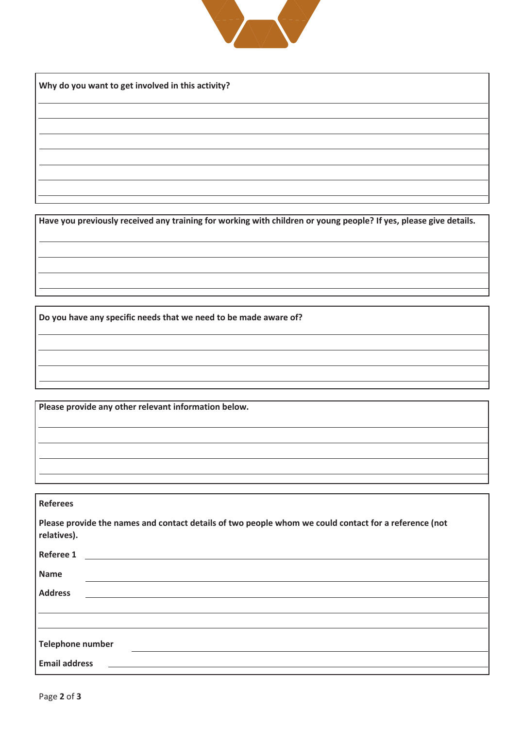**Why do you want to get involved in this activity?**

**Have you previously received any training for working with children or young people? If yes, please give details.**

**Do you have any specific needs that we need to be made aware of?**

**Please provide any other relevant information below.**

**Referees**

**Please provide the names and contact details of two people whom we could contact for a reference (not relatives).**

**Referee 1**

**Name**

**Address**

**Telephone number**

**Email address**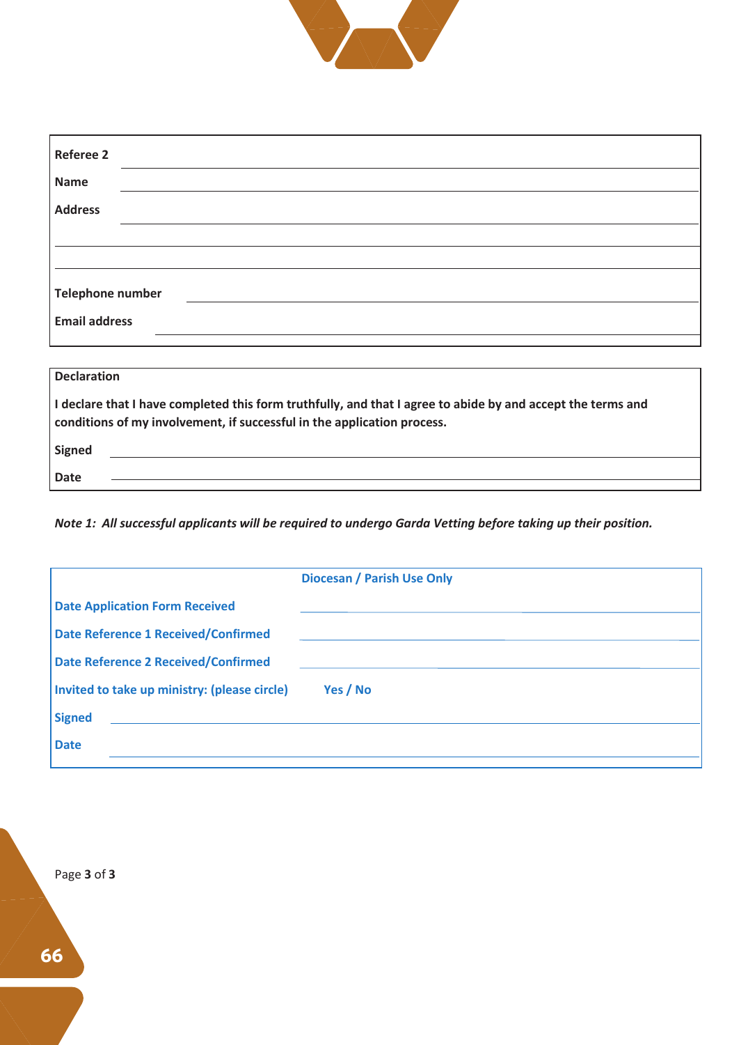**Referee 2**

**Name** \_\_\_\_\_\_\_\_\_\_\_\_\_\_\_\_\_\_\_\_\_\_\_\_\_\_\_\_\_\_\_\_\_\_\_\_\_\_\_\_\_\_

**Address** \_\_\_\_\_\_\_\_\_\_\_\_\_\_\_\_\_\_\_\_\_\_\_\_\_\_\_\_\_\_\_\_\_\_\_\_\_\_\_\_\_\_

\_\_\_\_\_\_\_\_\_\_\_\_\_\_\_\_\_\_\_\_\_\_\_\_\_\_\_\_\_\_\_\_\_\_\_\_\_\_\_\_\_\_\_\_\_\_\_\_\_\_\_\_

\_\_\_\_\_\_\_\_\_\_\_\_\_\_\_\_\_\_\_\_\_\_\_\_\_\_\_\_\_\_\_\_\_\_\_\_\_\_\_\_\_\_\_\_\_\_\_\_\_\_\_\_

**Telephone number** \_\_\_\_\_\_\_\_\_\_\_\_\_\_\_\_\_\_\_\_\_\_\_\_\_\_\_\_\_\_\_\_\_\_\_\_

**Email address** \_\_\_\_\_\_\_\_\_\_\_\_\_\_\_\_\_\_\_\_\_\_\_\_\_\_\_\_\_\_\_\_\_\_\_\_\_\_

**Declaration**

**I declare that I have completed this form truthfully, and that I agree to abide by and accept the terms and conditions of my involvement, if successful in the application process.**

**Signed** \_\_\_\_\_\_\_\_\_\_\_\_\_\_\_\_\_\_\_\_\_\_\_\_\_\_\_\_\_\_\_\_\_\_\_\_\_\_\_\_\_\_

**Date** \_\_\_\_\_\_\_\_\_\_\_\_\_\_\_\_\_\_\_\_\_\_\_\_\_\_\_\_\_\_\_\_\_\_\_\_\_\_\_\_\_\_\_\_

***Note 1: All successful applicants will be required to undergo Garda Vetting before taking up their position.***

**Diocesan / Parish Use Only**

**Date Application Form Received** \_\_\_\_\_\_\_\_\_\_\_\_\_\_\_\_\_\_\_\_\_\_\_\_\_\_\_\_

**Date Reference 1 Received/Confirmed** \_\_\_\_\_\_\_\_\_\_\_\_\_\_\_\_\_\_\_\_\_\_\_\_\_\_

**Date Reference 2 Received/Confirmed** \_\_\_\_\_\_\_\_\_\_\_\_\_\_\_\_\_\_\_\_\_\_\_\_\_\_

**Invited to take up ministry: (please circle)** **Yes / No**

**Signed** \_\_\_\_\_\_\_\_\_\_\_\_\_\_\_\_\_\_\_\_\_\_\_\_\_\_\_\_\_\_\_\_\_\_\_\_\_\_\_\_\_\_

**Date** \_\_\_\_\_\_\_\_\_\_\_\_\_\_\_\_\_\_\_\_\_\_\_\_\_\_\_\_\_\_\_\_\_\_\_\_\_\_\_\_\_\_\_\_